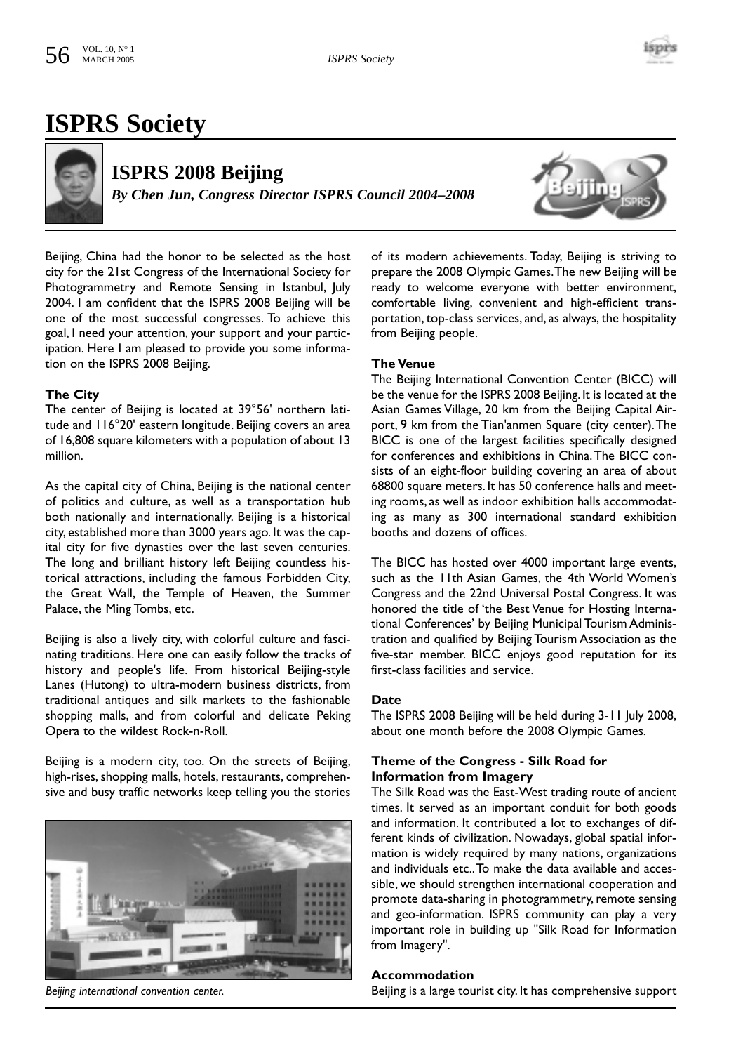# ISPRS Society

## ISPRS 2008 Beijing

***By Chen Jun, Congress Director ISPRS Council 2004–2008***

Beijing, China had the honor to be selected as the host city for the 21st Congress of the International Society for Photogrammetry and Remote Sensing in Istanbul, July 2004. I am confident that the ISPRS 2008 Beijing will be one of the most successful congresses. To achieve this goal, I need your attention, your support and your participation. Here I am pleased to provide you some information on the ISPRS 2008 Beijing.

### The City

The center of Beijing is located at 39°56' northern latitude and 116°20' eastern longitude. Beijing covers an area of 16,808 square kilometers with a population of about 13 million.

As the capital city of China, Beijing is the national center of politics and culture, as well as a transportation hub both nationally and internationally. Beijing is a historical city, established more than 3000 years ago. It was the capital city for five dynasties over the last seven centuries. The long and brilliant history left Beijing countless historical attractions, including the famous Forbidden City, the Great Wall, the Temple of Heaven, the Summer Palace, the Ming Tombs, etc.

Beijing is also a lively city, with colorful culture and fascinating traditions. Here one can easily follow the tracks of history and people's life. From historical Beijing-style Lanes (Hutong) to ultra-modern business districts, from traditional antiques and silk markets to the fashionable shopping malls, and from colorful and delicate Peking Opera to the wildest Rock-n-Roll.

Beijing is a modern city, too. On the streets of Beijing, high-rises, shopping malls, hotels, restaurants, comprehensive and busy traffic networks keep telling you the stories of its modern achievements. Today, Beijing is striving to prepare the 2008 Olympic Games. The new Beijing will be ready to welcome everyone with better environment, comfortable living, convenient and high-efficient transportation, top-class services, and, as always, the hospitality from Beijing people.

*Beijing international convention center.*

### The Venue

The Beijing International Convention Center (BICC) will be the venue for the ISPRS 2008 Beijing. It is located at the Asian Games Village, 20 km from the Beijing Capital Airport, 9 km from the Tian'anmen Square (city center). The BICC is one of the largest facilities specifically designed for conferences and exhibitions in China. The BICC consists of an eight-floor building covering an area of about 68800 square meters. It has 50 conference halls and meeting rooms, as well as indoor exhibition halls accommodating as many as 300 international standard exhibition booths and dozens of offices.

The BICC has hosted over 4000 important large events, such as the 11th Asian Games, the 4th World Women's Congress and the 22nd Universal Postal Congress. It was honored the title of 'the Best Venue for Hosting International Conferences' by Beijing Municipal Tourism Administration and qualified by Beijing Tourism Association as the five-star member. BICC enjoys good reputation for its first-class facilities and service.

### Date

The ISPRS 2008 Beijing will be held during 3-11 July 2008, about one month before the 2008 Olympic Games.

### Theme of the Congress - Silk Road for Information from Imagery

The Silk Road was the East-West trading route of ancient times. It served as an important conduit for both goods and information. It contributed a lot to exchanges of different kinds of civilization. Nowadays, global spatial information is widely required by many nations, organizations and individuals etc.. To make the data available and accessible, we should strengthen international cooperation and promote data-sharing in photogrammetry, remote sensing and geo-information. ISPRS community can play a very important role in building up "Silk Road for Information from Imagery".

### Accommodation

Beijing is a large tourist city. It has comprehensive support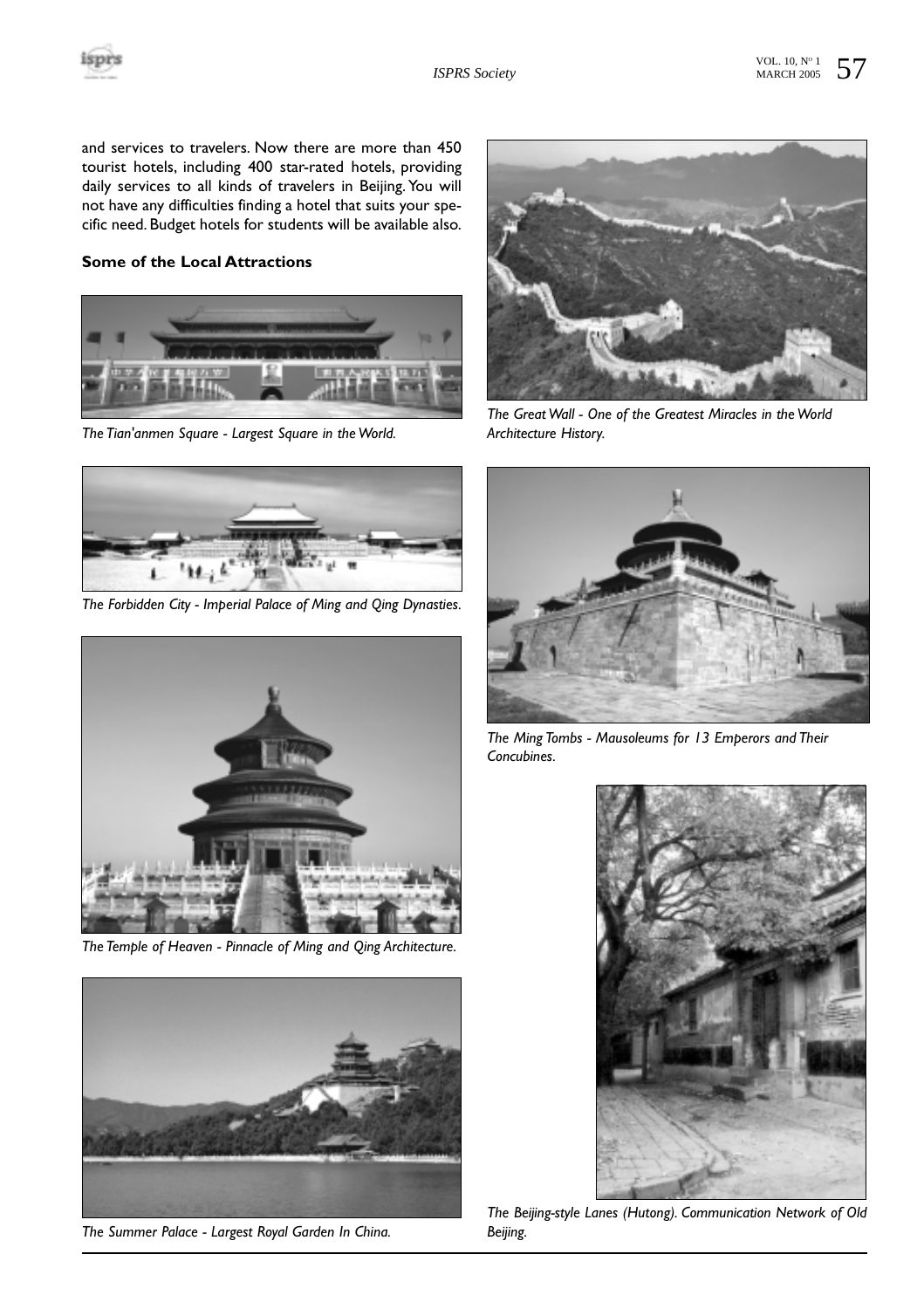and services to travelers. Now there are more than 450 tourist hotels, including 400 star-rated hotels, providing daily services to all kinds of travelers in Beijing. You will not have any difficulties finding a hotel that suits your specific need. Budget hotels for students will be available also.

### Some of the Local Attractions

*The Tian'anmen Square - Largest Square in the World.*

*The Forbidden City - Imperial Palace of Ming and Qing Dynasties.*

*The Temple of Heaven - Pinnacle of Ming and Qing Architecture.*

*The Summer Palace - Largest Royal Garden In China.*

*The Great Wall - One of the Greatest Miracles in the World Architecture History.*

*The Ming Tombs - Mausoleums for 13 Emperors and Their Concubines.*

*The Beijing-style Lanes (Hutong). Communication Network of Old Beijing.*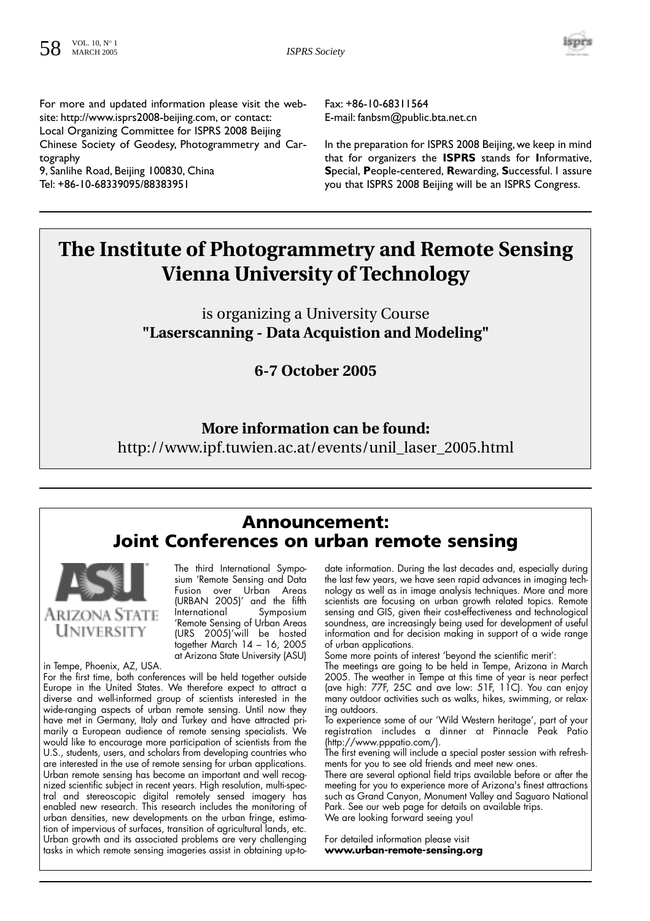For more and updated information please visit the website: http://www.isprs2008-beijing.com, or contact:
Local Organizing Committee for ISPRS 2008 Beijing
Chinese Society of Geodesy, Photogrammetry and Cartography
9, Sanlihe Road, Beijing 100830, China
Tel: +86-10-68339095/88383951
Fax: +86-10-68311564
E-mail: fanbsm@public.bta.net.cn

In the preparation for ISPRS 2008 Beijing, we keep in mind that for organizers the **ISPRS** stands for **I**nformative, **S**pecial, **P**eople-centered, **R**ewarding, **S**uccessful. I assure you that ISPRS 2008 Beijing will be an ISPRS Congress.

# The Institute of Photogrammetry and Remote Sensing Vienna University of Technology

is organizing a University Course
**"Laserscanning - Data Acquistion and Modeling"**

**6-7 October 2005**

**More information can be found:**
http://www.ipf.tuwien.ac.at/events/unil_laser_2005.html

# Announcement: Joint Conferences on urban remote sensing

The third International Symposium 'Remote Sensing and Data Fusion over Urban Areas (URBAN 2005)' and the fifth International Symposium 'Remote Sensing of Urban Areas (URS 2005)'will be hosted together March 14 – 16, 2005 at Arizona State University (ASU) in Tempe, Phoenix, AZ, USA.

For the first time, both conferences will be held together outside Europe in the United States. We therefore expect to attract a diverse and well-informed group of scientists interested in the wide-ranging aspects of urban remote sensing. Until now they have met in Germany, Italy and Turkey and have attracted primarily a European audience of remote sensing specialists. We would like to encourage more participation of scientists from the U.S., students, users, and scholars from developing countries who are interested in the use of remote sensing for urban applications. Urban remote sensing has become an important and well recognized scientific subject in recent years. High resolution, multi-spectral and stereoscopic digital remotely sensed imagery has enabled new research. This research includes the monitoring of urban densities, new developments on the urban fringe, estimation of impervious of surfaces, transition of agricultural lands, etc. Urban growth and its associated problems are very challenging tasks in which remote sensing imageries assist in obtaining up-to-date information. During the last decades and, especially during the last few years, we have seen rapid advances in imaging technology as well as in image analysis techniques. More and more scientists are focusing on urban growth related topics. Remote sensing and GIS, given their cost-effectiveness and technological soundness, are increasingly being used for development of useful information and for decision making in support of a wide range of urban applications.

Some more points of interest 'beyond the scientific merit':

The meetings are going to be held in Tempe, Arizona in March 2005. The weather in Tempe at this time of year is near perfect (ave high: 77F, 25C and ave low: 51F, 11C). You can enjoy many outdoor activities such as walks, hikes, swimming, or relaxing outdoors.

To experience some of our 'Wild Western heritage', part of your registration includes a dinner at Pinnacle Peak Patio (http://www.pppatio.com/).

The first evening will include a special poster session with refreshments for you to see old friends and meet new ones.

There are several optional field trips available before or after the meeting for you to experience more of Arizona's finest attractions such as Grand Canyon, Monument Valley and Saguaro National Park. See our web page for details on available trips.

We are looking forward seeing you!

For detailed information please visit
**www.urban-remote-sensing.org**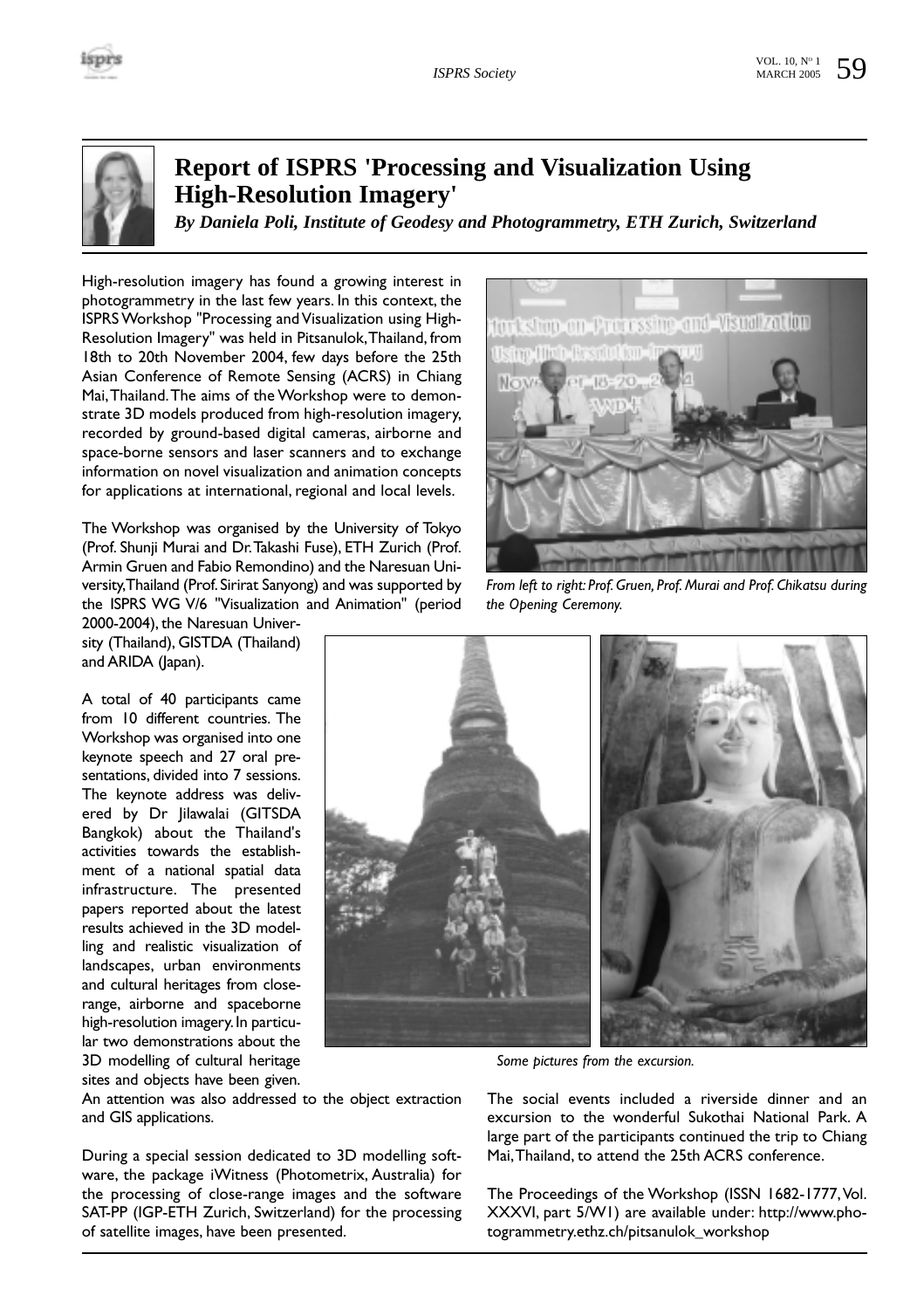# Report of ISPRS 'Processing and Visualization Using High-Resolution Imagery'

***By Daniela Poli, Institute of Geodesy and Photogrammetry, ETH Zurich, Switzerland***

High-resolution imagery has found a growing interest in photogrammetry in the last few years. In this context, the ISPRS Workshop "Processing and Visualization using High-Resolution Imagery" was held in Pitsanulok, Thailand, from 18th to 20th November 2004, few days before the 25th Asian Conference of Remote Sensing (ACRS) in Chiang Mai, Thailand. The aims of the Workshop were to demonstrate 3D models produced from high-resolution imagery, recorded by ground-based digital cameras, airborne and space-borne sensors and laser scanners and to exchange information on novel visualization and animation concepts for applications at international, regional and local levels.

The Workshop was organised by the University of Tokyo (Prof. Shunji Murai and Dr. Takashi Fuse), ETH Zurich (Prof. Armin Gruen and Fabio Remondino) and the Naresuan University, Thailand (Prof. Sirirat Sanyong) and was supported by the ISPRS WG V/6 "Visualization and Animation" (period 2000-2004), the Naresuan University (Thailand), GISTDA (Thailand) and ARIDA (Japan).

*From left to right: Prof. Gruen, Prof. Murai and Prof. Chikatsu during the Opening Ceremony.*

A total of 40 participants came from 10 different countries. The Workshop was organised into one keynote speech and 27 oral presentations, divided into 7 sessions. The keynote address was delivered by Dr Jilawalai (GITSDA Bangkok) about the Thailand's activities towards the establishment of a national spatial data infrastructure. The presented papers reported about the latest results achieved in the 3D modelling and realistic visualization of landscapes, urban environments and cultural heritages from close-range, airborne and spaceborne high-resolution imagery. In particular two demonstrations about the 3D modelling of cultural heritage sites and objects have been given. An attention was also addressed to the object extraction and GIS applications.

*Some pictures from the excursion.*

During a special session dedicated to 3D modelling software, the package iWitness (Photometrix, Australia) for the processing of close-range images and the software SAT-PP (IGP-ETH Zurich, Switzerland) for the processing of satellite images, have been presented.

The social events included a riverside dinner and an excursion to the wonderful Sukothai National Park. A large part of the participants continued the trip to Chiang Mai, Thailand, to attend the 25th ACRS conference.

The Proceedings of the Workshop (ISSN 1682-1777, Vol. XXXVI, part 5/W1) are available under: http://www.photogrammetry.ethz.ch/pitsanulok_workshop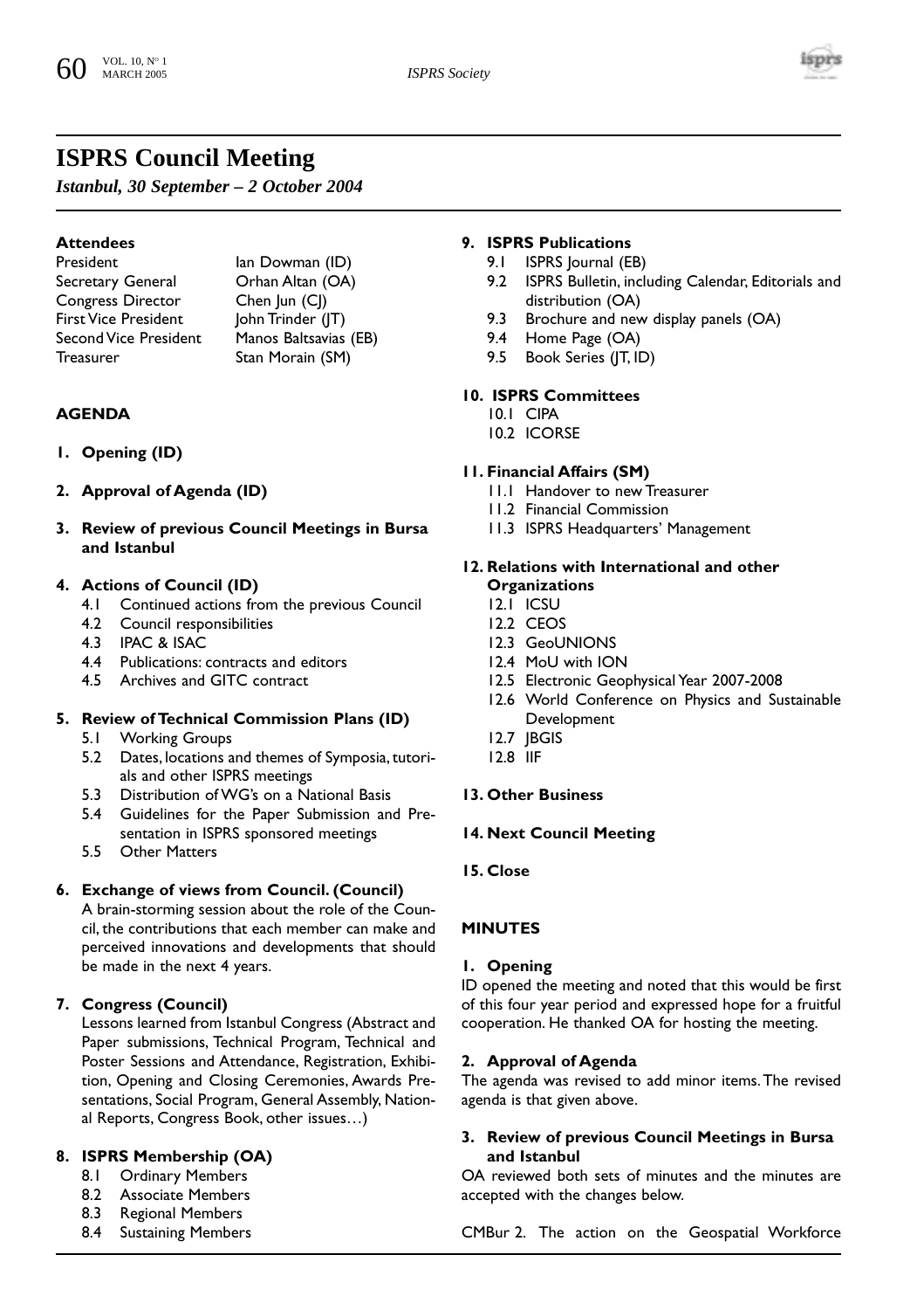# ISPRS Council Meeting

*Istanbul, 30 September – 2 October 2004*

### Attendees

| | |
|---|---|
| President | Ian Dowman (ID) |
| Secretary General | Orhan Altan (OA) |
| Congress Director | Chen Jun (CJ) |
| First Vice President | John Trinder (JT) |
| Second Vice President | Manos Baltsavias (EB) |
| Treasurer | Stan Morain (SM) |

### AGENDA

**1. Opening (ID)**

**2. Approval of Agenda (ID)**

**3. Review of previous Council Meetings in Bursa and Istanbul**

**4. Actions of Council (ID)**
- 4.1 Continued actions from the previous Council
- 4.2 Council responsibilities
- 4.3 IPAC & ISAC
- 4.4 Publications: contracts and editors
- 4.5 Archives and GITC contract

**5. Review of Technical Commission Plans (ID)**
- 5.1 Working Groups
- 5.2 Dates, locations and themes of Symposia, tutorials and other ISPRS meetings
- 5.3 Distribution of WG's on a National Basis
- 5.4 Guidelines for the Paper Submission and Presentation in ISPRS sponsored meetings
- 5.5 Other Matters

**6. Exchange of views from Council. (Council)**

A brain-storming session about the role of the Council, the contributions that each member can make and perceived innovations and developments that should be made in the next 4 years.

**7. Congress (Council)**

Lessons learned from Istanbul Congress (Abstract and Paper submissions, Technical Program, Technical and Poster Sessions and Attendance, Registration, Exhibition, Opening and Closing Ceremonies, Awards Presentations, Social Program, General Assembly, National Reports, Congress Book, other issues…)

**8. ISPRS Membership (OA)**
- 8.1 Ordinary Members
- 8.2 Associate Members
- 8.3 Regional Members
- 8.4 Sustaining Members

**9. ISPRS Publications**
- 9.1 ISPRS Journal (EB)
- 9.2 ISPRS Bulletin, including Calendar, Editorials and distribution (OA)
- 9.3 Brochure and new display panels (OA)
- 9.4 Home Page (OA)
- 9.5 Book Series (JT, ID)

**10. ISPRS Committees**
- 10.1 CIPA
- 10.2 ICORSE

**11. Financial Affairs (SM)**
- 11.1 Handover to new Treasurer
- 11.2 Financial Commission
- 11.3 ISPRS Headquarters' Management

**12. Relations with International and other Organizations**
- 12.1 ICSU
- 12.2 CEOS
- 12.3 GeoUNIONS
- 12.4 MoU with ION
- 12.5 Electronic Geophysical Year 2007-2008
- 12.6 World Conference on Physics and Sustainable Development
- 12.7 JBGIS
- 12.8 IIF

**13. Other Business**

**14. Next Council Meeting**

**15. Close**

### MINUTES

**1. Opening**

ID opened the meeting and noted that this would be first of this four year period and expressed hope for a fruitful cooperation. He thanked OA for hosting the meeting.

**2. Approval of Agenda**

The agenda was revised to add minor items. The revised agenda is that given above.

**3. Review of previous Council Meetings in Bursa and Istanbul**

OA reviewed both sets of minutes and the minutes are accepted with the changes below.

CMBur 2. The action on the Geospatial Workforce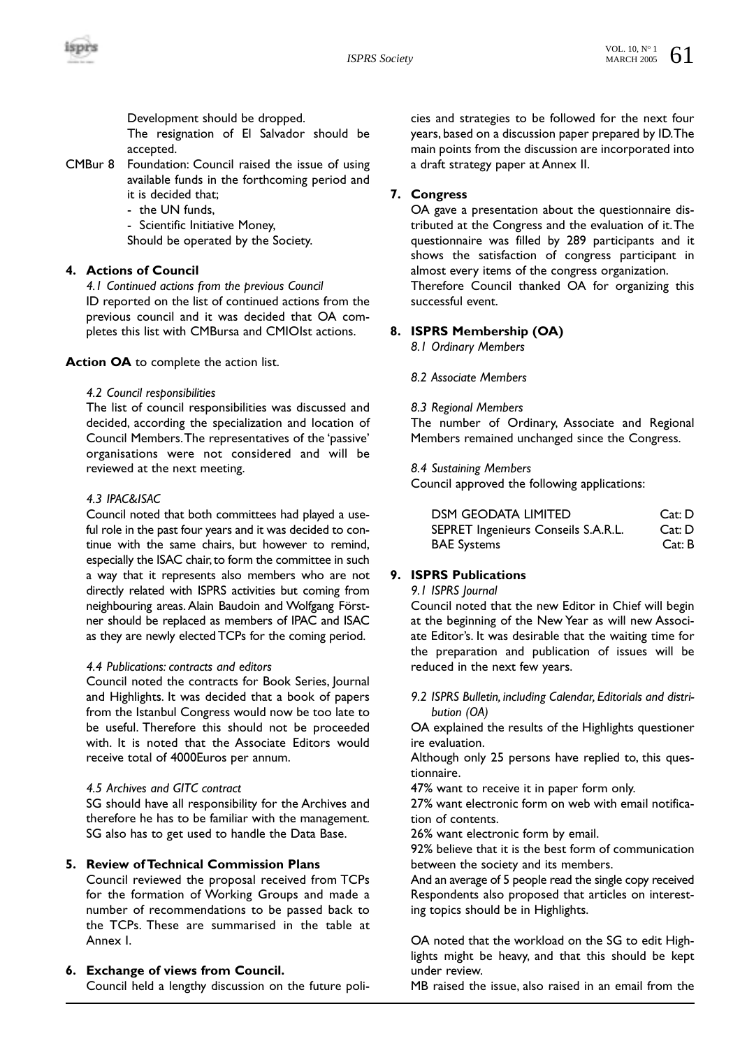Development should be dropped.
The resignation of El Salvador should be accepted.

CMBur 8 Foundation: Council raised the issue of using available funds in the forthcoming period and it is decided that;
- the UN funds,
- Scientific Initiative Money,

Should be operated by the Society.

## 4. Actions of Council

*4.1 Continued actions from the previous Council*

ID reported on the list of continued actions from the previous council and it was decided that OA completes this list with CMBursa and CMIOIst actions.

**Action OA** to complete the action list.

*4.2 Council responsibilities*

The list of council responsibilities was discussed and decided, according the specialization and location of Council Members. The representatives of the 'passive' organisations were not considered and will be reviewed at the next meeting.

*4.3 IPAC&ISAC*

Council noted that both committees had played a useful role in the past four years and it was decided to continue with the same chairs, but however to remind, especially the ISAC chair, to form the committee in such a way that it represents also members who are not directly related with ISPRS activities but coming from neighbouring areas. Alain Baudoin and Wolfgang Förstner should be replaced as members of IPAC and ISAC as they are newly elected TCPs for the coming period.

*4.4 Publications: contracts and editors*

Council noted the contracts for Book Series, Journal and Highlights. It was decided that a book of papers from the Istanbul Congress would now be too late to be useful. Therefore this should not be proceeded with. It is noted that the Associate Editors would receive total of 4000Euros per annum.

*4.5 Archives and GITC contract*

SG should have all responsibility for the Archives and therefore he has to be familiar with the management. SG also has to get used to handle the Data Base.

## 5. Review of Technical Commission Plans

Council reviewed the proposal received from TCPs for the formation of Working Groups and made a number of recommendations to be passed back to the TCPs. These are summarised in the table at Annex I.

## 6. Exchange of views from Council.

Council held a lengthy discussion on the future policies and strategies to be followed for the next four years, based on a discussion paper prepared by ID. The main points from the discussion are incorporated into a draft strategy paper at Annex II.

## 7. Congress

OA gave a presentation about the questionnaire distributed at the Congress and the evaluation of it. The questionnaire was filled by 289 participants and it shows the satisfaction of congress participant in almost every items of the congress organization.
Therefore Council thanked OA for organizing this successful event.

## 8. ISPRS Membership (OA)

*8.1 Ordinary Members*

*8.2 Associate Members*

*8.3 Regional Members*

The number of Ordinary, Associate and Regional Members remained unchanged since the Congress.

*8.4 Sustaining Members*

Council approved the following applications:

| | |
|---|---|
| DSM GEODATA LIMITED | Cat: D |
| SEPRET Ingenieurs Conseils S.A.R.L. | Cat: D |
| BAE Systems | Cat: B |

## 9. ISPRS Publications

*9.1 ISPRS Journal*

Council noted that the new Editor in Chief will begin at the beginning of the New Year as will new Associate Editor's. It was desirable that the waiting time for the preparation and publication of issues will be reduced in the next few years.

*9.2 ISPRS Bulletin, including Calendar, Editorials and distribution (OA)*

OA explained the results of the Highlights questioner ire evaluation.
Although only 25 persons have replied to, this questionnaire.
47% want to receive it in paper form only.
27% want electronic form on web with email notification of contents.
26% want electronic form by email.
92% believe that it is the best form of communication between the society and its members.
And an average of 5 people read the single copy received
Respondents also proposed that articles on interesting topics should be in Highlights.

OA noted that the workload on the SG to edit Highlights might be heavy, and that this should be kept under review.
MB raised the issue, also raised in an email from the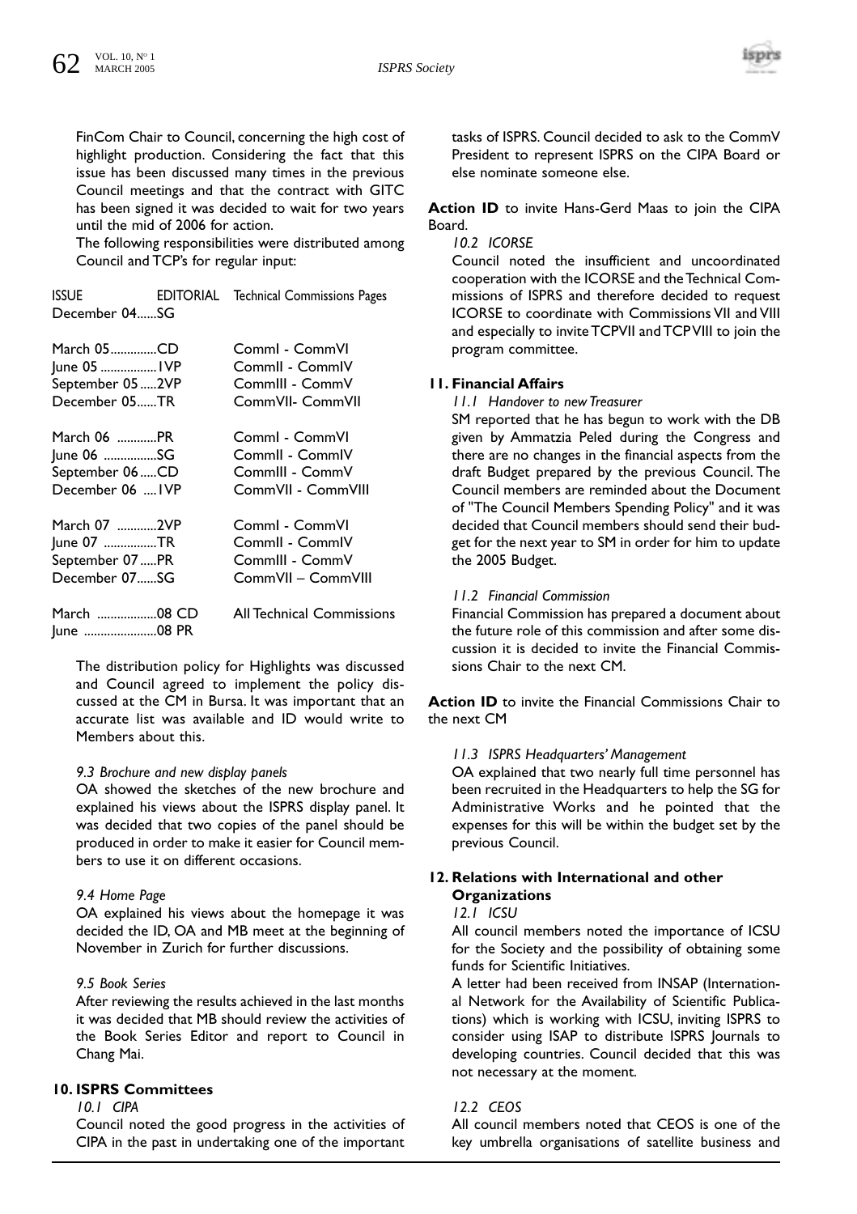FinCom Chair to Council, concerning the high cost of highlight production. Considering the fact that this issue has been discussed many times in the previous Council meetings and that the contract with GITC has been signed it was decided to wait for two years until the mid of 2006 for action.

The following responsibilities were distributed among Council and TCP's for regular input:

| ISSUE | EDITORIAL | Technical Commissions Pages |
|---|---|---|
| December 04 | SG | |
| March 05 | CD | CommI - CommVI |
| June 05 | 1VP | CommII - CommIV |
| September 05 | 2VP | CommIII - CommV |
| December 05 | TR | CommVII- CommVII |
| March 06 | PR | CommI - CommVI |
| June 06 | SG | CommII - CommIV |
| September 06 | CD | CommIII - CommV |
| December 06 | 1VP | CommVII - CommVIII |
| March 07 | 2VP | CommI - CommVI |
| June 07 | TR | CommII - CommIV |
| September 07 | PR | CommIII - CommV |
| December 07 | SG | CommVII – CommVIII |
| March 08 | CD | All Technical Commissions |
| June 08 | PR | |

The distribution policy for Highlights was discussed and Council agreed to implement the policy discussed at the CM in Bursa. It was important that an accurate list was available and ID would write to Members about this.

*9.3 Brochure and new display panels*

OA showed the sketches of the new brochure and explained his views about the ISPRS display panel. It was decided that two copies of the panel should be produced in order to make it easier for Council members to use it on different occasions.

*9.4 Home Page*

OA explained his views about the homepage it was decided the ID, OA and MB meet at the beginning of November in Zurich for further discussions.

*9.5 Book Series*

After reviewing the results achieved in the last months it was decided that MB should review the activities of the Book Series Editor and report to Council in Chang Mai.

## 10. ISPRS Committees

*10.1 CIPA*

Council noted the good progress in the activities of CIPA in the past in undertaking one of the important tasks of ISPRS. Council decided to ask to the CommV President to represent ISPRS on the CIPA Board or else nominate someone else.

**Action ID** to invite Hans-Gerd Maas to join the CIPA Board.

*10.2 ICORSE*

Council noted the insufficient and uncoordinated cooperation with the ICORSE and the Technical Commissions of ISPRS and therefore decided to request ICORSE to coordinate with Commissions VII and VIII and especially to invite TCPVII and TCPVIII to join the program committee.

## 11. Financial Affairs

*11.1 Handover to new Treasurer*

SM reported that he has begun to work with the DB given by Ammatzia Peled during the Congress and there are no changes in the financial aspects from the draft Budget prepared by the previous Council. The Council members are reminded about the Document of "The Council Members Spending Policy" and it was decided that Council members should send their budget for the next year to SM in order for him to update the 2005 Budget.

*11.2 Financial Commission*

Financial Commission has prepared a document about the future role of this commission and after some discussion it is decided to invite the Financial Commissions Chair to the next CM.

**Action ID** to invite the Financial Commissions Chair to the next CM

*11.3 ISPRS Headquarters' Management*

OA explained that two nearly full time personnel has been recruited in the Headquarters to help the SG for Administrative Works and he pointed that the expenses for this will be within the budget set by the previous Council.

## 12. Relations with International and other Organizations

*12.1 ICSU*

All council members noted the importance of ICSU for the Society and the possibility of obtaining some funds for Scientific Initiatives.

A letter had been received from INSAP (International Network for the Availability of Scientific Publications) which is working with ICSU, inviting ISPRS to consider using ISAP to distribute ISPRS Journals to developing countries. Council decided that this was not necessary at the moment.

*12.2 CEOS*

All council members noted that CEOS is one of the key umbrella organisations of satellite business and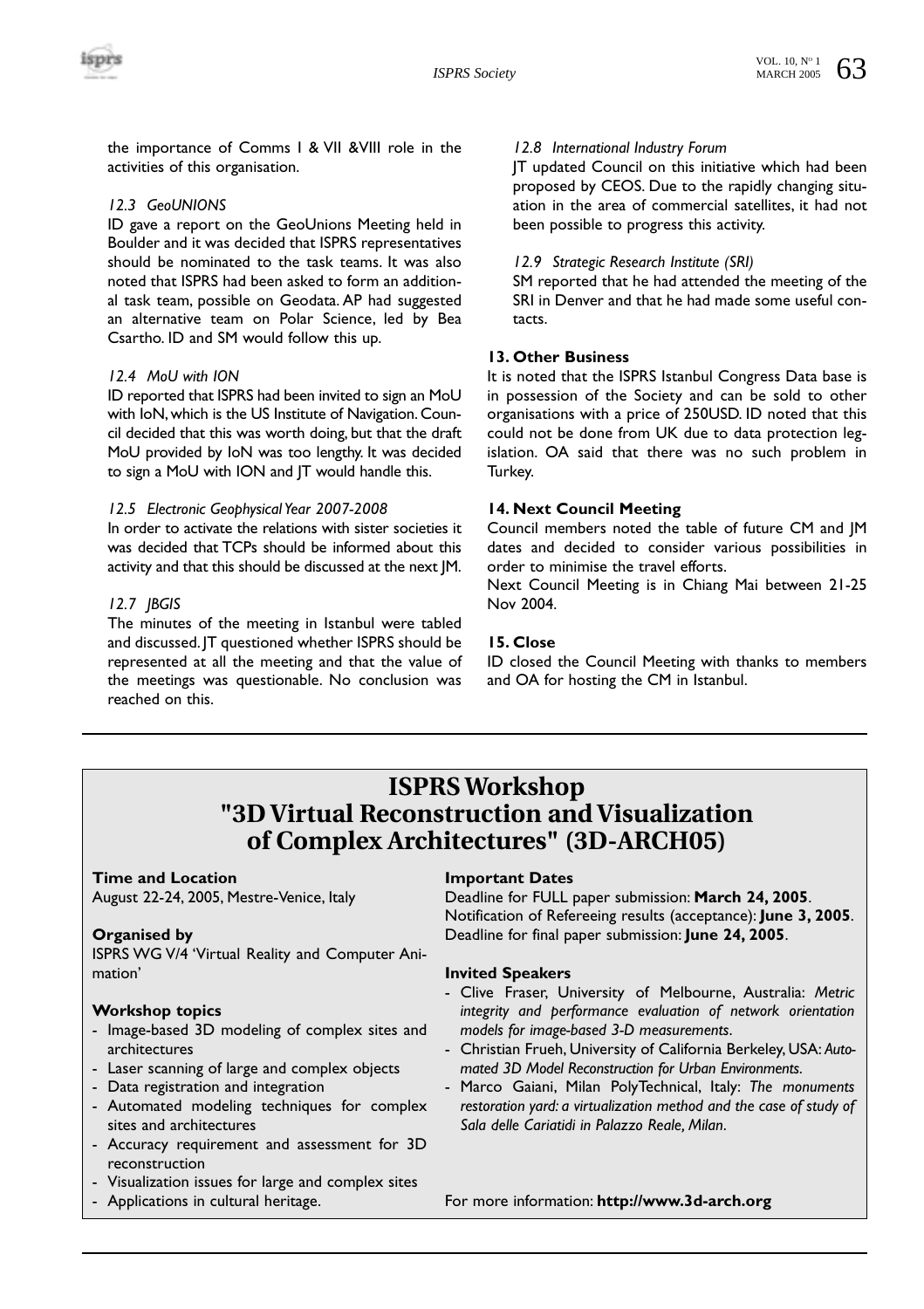the importance of Comms I & VII &VIII role in the activities of this organisation.

*12.3 GeoUNIONS*

ID gave a report on the GeoUnions Meeting held in Boulder and it was decided that ISPRS representatives should be nominated to the task teams. It was also noted that ISPRS had been asked to form an additional task team, possible on Geodata. AP had suggested an alternative team on Polar Science, led by Bea Csartho. ID and SM would follow this up.

*12.4 MoU with ION*

ID reported that ISPRS had been invited to sign an MoU with IoN, which is the US Institute of Navigation. Council decided that this was worth doing, but that the draft MoU provided by IoN was too lengthy. It was decided to sign a MoU with ION and JT would handle this.

*12.5 Electronic Geophysical Year 2007-2008*

In order to activate the relations with sister societies it was decided that TCPs should be informed about this activity and that this should be discussed at the next JM.

*12.7 JBGIS*

The minutes of the meeting in Istanbul were tabled and discussed. JT questioned whether ISPRS should be represented at all the meeting and that the value of the meetings was questionable. No conclusion was reached on this.

*12.8 International Industry Forum*

JT updated Council on this initiative which had been proposed by CEOS. Due to the rapidly changing situation in the area of commercial satellites, it had not been possible to progress this activity.

*12.9 Strategic Research Institute (SRI)*

SM reported that he had attended the meeting of the SRI in Denver and that he had made some useful contacts.

**13. Other Business**

It is noted that the ISPRS Istanbul Congress Data base is in possession of the Society and can be sold to other organisations with a price of 250USD. ID noted that this could not be done from UK due to data protection legislation. OA said that there was no such problem in Turkey.

**14. Next Council Meeting**

Council members noted the table of future CM and JM dates and decided to consider various possibilities in order to minimise the travel efforts.

Next Council Meeting is in Chiang Mai between 21-25 Nov 2004.

**15. Close**

ID closed the Council Meeting with thanks to members and OA for hosting the CM in Istanbul.

# ISPRS Workshop "3D Virtual Reconstruction and Visualization of Complex Architectures" (3D-ARCH05)

**Time and Location**

August 22-24, 2005, Mestre-Venice, Italy

**Organised by**

ISPRS WG V/4 'Virtual Reality and Computer Animation'

**Workshop topics**

- Image-based 3D modeling of complex sites and architectures
- Laser scanning of large and complex objects
- Data registration and integration
- Automated modeling techniques for complex sites and architectures
- Accuracy requirement and assessment for 3D reconstruction
- Visualization issues for large and complex sites
- Applications in cultural heritage.

**Important Dates**

Deadline for FULL paper submission: **March 24, 2005**.
Notification of Refereeing results (acceptance): **June 3, 2005**.
Deadline for final paper submission: **June 24, 2005**.

**Invited Speakers**

- Clive Fraser, University of Melbourne, Australia: *Metric integrity and performance evaluation of network orientation models for image-based 3-D measurements*.
- Christian Frueh, University of California Berkeley, USA: *Automated 3D Model Reconstruction for Urban Environments*.
- Marco Gaiani, Milan PolyTechnical, Italy: *The monuments restoration yard: a virtualization method and the case of study of Sala delle Cariatidi in Palazzo Reale, Milan*.

For more information: **http://www.3d-arch.org**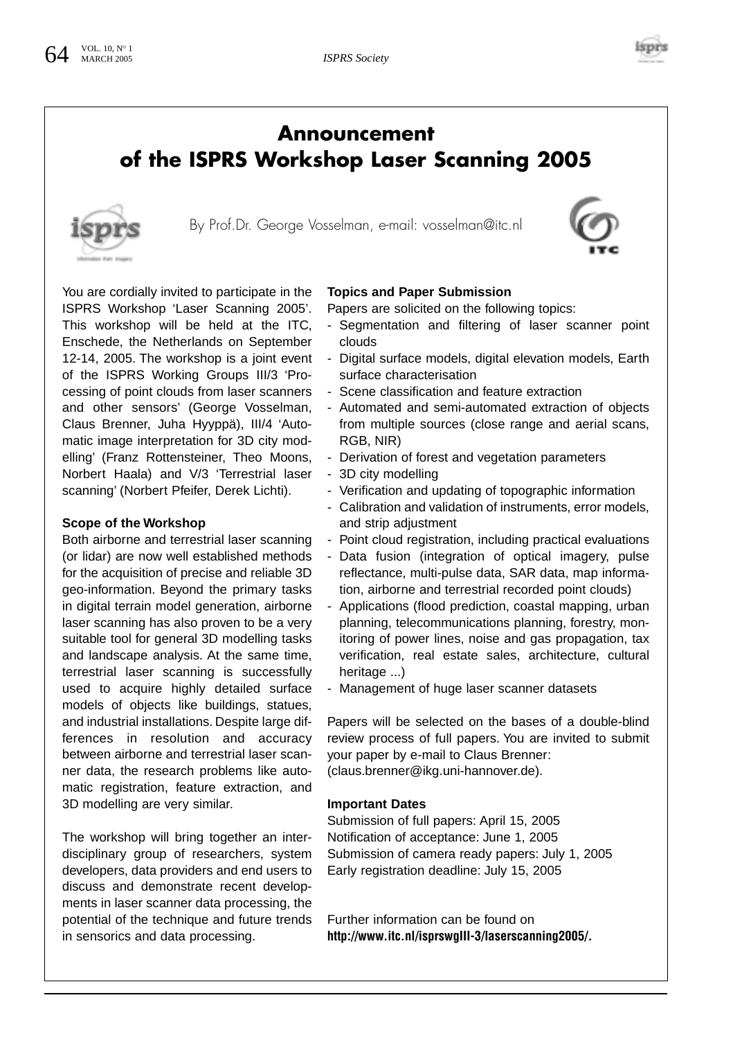# Announcement of the ISPRS Workshop Laser Scanning 2005

By Prof.Dr. George Vosselman, e-mail: vosselman@itc.nl

You are cordially invited to participate in the ISPRS Workshop 'Laser Scanning 2005'. This workshop will be held at the ITC, Enschede, the Netherlands on September 12-14, 2005. The workshop is a joint event of the ISPRS Working Groups III/3 'Processing of point clouds from laser scanners and other sensors' (George Vosselman, Claus Brenner, Juha Hyyppä), III/4 'Automatic image interpretation for 3D city modelling' (Franz Rottensteiner, Theo Moons, Norbert Haala) and V/3 'Terrestrial laser scanning' (Norbert Pfeifer, Derek Lichti).

**Scope of the Workshop**

Both airborne and terrestrial laser scanning (or lidar) are now well established methods for the acquisition of precise and reliable 3D geo-information. Beyond the primary tasks in digital terrain model generation, airborne laser scanning has also proven to be a very suitable tool for general 3D modelling tasks and landscape analysis. At the same time, terrestrial laser scanning is successfully used to acquire highly detailed surface models of objects like buildings, statues, and industrial installations. Despite large differences in resolution and accuracy between airborne and terrestrial laser scanner data, the research problems like automatic registration, feature extraction, and 3D modelling are very similar.

The workshop will bring together an interdisciplinary group of researchers, system developers, data providers and end users to discuss and demonstrate recent developments in laser scanner data processing, the potential of the technique and future trends in sensorics and data processing.

**Topics and Paper Submission**

Papers are solicited on the following topics:

- Segmentation and filtering of laser scanner point clouds
- Digital surface models, digital elevation models, Earth surface characterisation
- Scene classification and feature extraction
- Automated and semi-automated extraction of objects from multiple sources (close range and aerial scans, RGB, NIR)
- Derivation of forest and vegetation parameters
- 3D city modelling
- Verification and updating of topographic information
- Calibration and validation of instruments, error models, and strip adjustment
- Point cloud registration, including practical evaluations
- Data fusion (integration of optical imagery, pulse reflectance, multi-pulse data, SAR data, map information, airborne and terrestrial recorded point clouds)
- Applications (flood prediction, coastal mapping, urban planning, telecommunications planning, forestry, monitoring of power lines, noise and gas propagation, tax verification, real estate sales, architecture, cultural heritage ...)
- Management of huge laser scanner datasets

Papers will be selected on the bases of a double-blind review process of full papers. You are invited to submit your paper by e-mail to Claus Brenner: (claus.brenner@ikg.uni-hannover.de).

**Important Dates**

Submission of full papers: April 15, 2005
Notification of acceptance: June 1, 2005
Submission of camera ready papers: July 1, 2005
Early registration deadline: July 15, 2005

Further information can be found on **http://www.itc.nl/isprswgIII-3/laserscanning2005/.**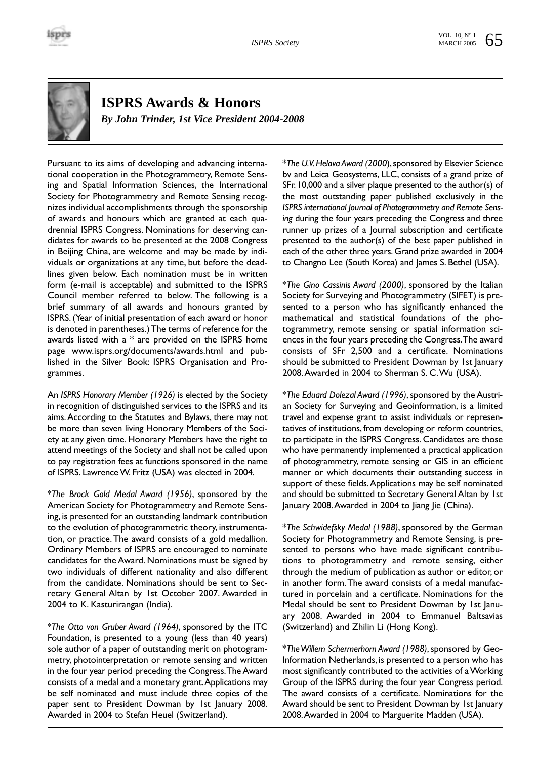# ISPRS Awards & Honors

***By John Trinder, 1st Vice President 2004-2008***

Pursuant to its aims of developing and advancing international cooperation in the Photogrammetry, Remote Sensing and Spatial Information Sciences, the International Society for Photogrammetry and Remote Sensing recognizes individual accomplishments through the sponsorship of awards and honours which are granted at each quadrennial ISPRS Congress. Nominations for deserving candidates for awards to be presented at the 2008 Congress in Beijing China, are welcome and may be made by individuals or organizations at any time, but before the deadlines given below. Each nomination must be in written form (e-mail is acceptable) and submitted to the ISPRS Council member referred to below. The following is a brief summary of all awards and honours granted by ISPRS. (Year of initial presentation of each award or honor is denoted in parentheses.) The terms of reference for the awards listed with a * are provided on the ISPRS home page www.isprs.org/documents/awards.html and published in the Silver Book: ISPRS Organisation and Programmes.

An *ISPRS Honorary Member (1926)* is elected by the Society in recognition of distinguished services to the ISPRS and its aims. According to the Statutes and Bylaws, there may not be more than seven living Honorary Members of the Society at any given time. Honorary Members have the right to attend meetings of the Society and shall not be called upon to pay registration fees at functions sponsored in the name of ISPRS. Lawrence W. Fritz (USA) was elected in 2004.

**The Brock Gold Medal Award (1956)*, sponsored by the American Society for Photogrammetry and Remote Sensing, is presented for an outstanding landmark contribution to the evolution of photogrammetric theory, instrumentation, or practice. The award consists of a gold medallion. Ordinary Members of ISPRS are encouraged to nominate candidates for the Award. Nominations must be signed by two individuals of different nationality and also different from the candidate. Nominations should be sent to Secretary General Altan by 1st October 2007. Awarded in 2004 to K. Kasturirangan (India).

**The Otto von Gruber Award (1964)*, sponsored by the ITC Foundation, is presented to a young (less than 40 years) sole author of a paper of outstanding merit on photogrammetry, photointerpretation or remote sensing and written in the four year period preceding the Congress. The Award consists of a medal and a monetary grant. Applications may be self nominated and must include three copies of the paper sent to President Dowman by 1st January 2008. Awarded in 2004 to Stefan Heuel (Switzerland).

**The U.V. Helava Award (2000)*, sponsored by Elsevier Science bv and Leica Geosystems, LLC, consists of a grand prize of SFr. 10,000 and a silver plaque presented to the author(s) of the most outstanding paper published exclusively in the *ISPRS international Journal of Photogrammetry and Remote Sensing* during the four years preceding the Congress and three runner up prizes of a Journal subscription and certificate presented to the author(s) of the best paper published in each of the other three years. Grand prize awarded in 2004 to Changno Lee (South Korea) and James S. Bethel (USA).

**The Gino Cassinis Award (2000)*, sponsored by the Italian Society for Surveying and Photogrammetry (SIFET) is presented to a person who has significantly enhanced the mathematical and statistical foundations of the photogrammetry, remote sensing or spatial information sciences in the four years preceding the Congress. The award consists of SFr 2,500 and a certificate. Nominations should be submitted to President Dowman by 1st January 2008. Awarded in 2004 to Sherman S. C. Wu (USA).

**The Eduard Dolezal Award (1996)*, sponsored by the Austrian Society for Surveying and Geoinformation, is a limited travel and expense grant to assist individuals or representatives of institutions, from developing or reform countries, to participate in the ISPRS Congress. Candidates are those who have permanently implemented a practical application of photogrammetry, remote sensing or GIS in an efficient manner or which documents their outstanding success in support of these fields. Applications may be self nominated and should be submitted to Secretary General Altan by 1st January 2008. Awarded in 2004 to Jiang Jie (China).

**The Schwidefsky Medal (1988)*, sponsored by the German Society for Photogrammetry and Remote Sensing, is presented to persons who have made significant contributions to photogrammetry and remote sensing, either through the medium of publication as author or editor, or in another form. The award consists of a medal manufactured in porcelain and a certificate. Nominations for the Medal should be sent to President Dowman by 1st January 2008. Awarded in 2004 to Emmanuel Baltsavias (Switzerland) and Zhilin Li (Hong Kong).

**The Willem Schermerhorn Award (1988)*, sponsored by Geo-Information Netherlands, is presented to a person who has most significantly contributed to the activities of a Working Group of the ISPRS during the four year Congress period. The award consists of a certificate. Nominations for the Award should be sent to President Dowman by 1st January 2008. Awarded in 2004 to Marguerite Madden (USA).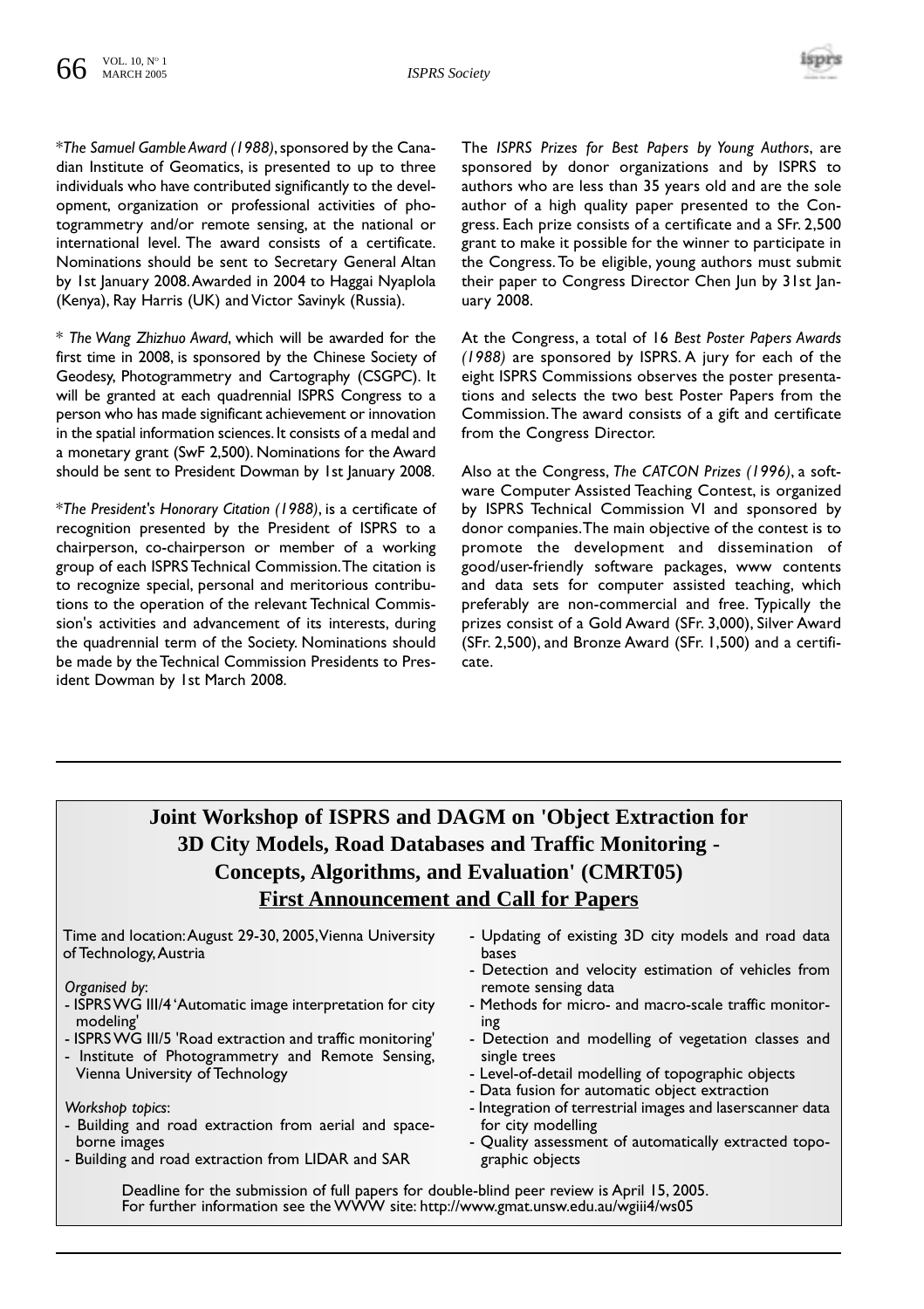*The Samuel Gamble Award (1988)*, sponsored by the Canadian Institute of Geomatics, is presented to up to three individuals who have contributed significantly to the development, organization or professional activities of photogrammetry and/or remote sensing, at the national or international level. The award consists of a certificate. Nominations should be sent to Secretary General Altan by 1st January 2008. Awarded in 2004 to Haggai Nyaplola (Kenya), Ray Harris (UK) and Victor Savinyk (Russia).

* *The Wang Zhizhuo Award*, which will be awarded for the first time in 2008, is sponsored by the Chinese Society of Geodesy, Photogrammetry and Cartography (CSGPC). It will be granted at each quadrennial ISPRS Congress to a person who has made significant achievement or innovation in the spatial information sciences. It consists of a medal and a monetary grant (SwF 2,500). Nominations for the Award should be sent to President Dowman by 1st January 2008.

*The President's Honorary Citation (1988)*, is a certificate of recognition presented by the President of ISPRS to a chairperson, co-chairperson or member of a working group of each ISPRS Technical Commission. The citation is to recognize special, personal and meritorious contributions to the operation of the relevant Technical Commission's activities and advancement of its interests, during the quadrennial term of the Society. Nominations should be made by the Technical Commission Presidents to President Dowman by 1st March 2008.

The *ISPRS Prizes for Best Papers by Young Authors*, are sponsored by donor organizations and by ISPRS to authors who are less than 35 years old and are the sole author of a high quality paper presented to the Congress. Each prize consists of a certificate and a SFr. 2,500 grant to make it possible for the winner to participate in the Congress. To be eligible, young authors must submit their paper to Congress Director Chen Jun by 31st January 2008.

At the Congress, a total of 16 *Best Poster Papers Awards (1988)* are sponsored by ISPRS. A jury for each of the eight ISPRS Commissions observes the poster presentations and selects the two best Poster Papers from the Commission. The award consists of a gift and certificate from the Congress Director.

Also at the Congress, *The CATCON Prizes (1996)*, a software Computer Assisted Teaching Contest, is organized by ISPRS Technical Commission VI and sponsored by donor companies. The main objective of the contest is to promote the development and dissemination of good/user-friendly software packages, www contents and data sets for computer assisted teaching, which preferably are non-commercial and free. Typically the prizes consist of a Gold Award (SFr. 3,000), Silver Award (SFr. 2,500), and Bronze Award (SFr. 1,500) and a certificate.

---

## Joint Workshop of ISPRS and DAGM on 'Object Extraction for 3D City Models, Road Databases and Traffic Monitoring - Concepts, Algorithms, and Evaluation' (CMRT05)

## First Announcement and Call for Papers

Time and location: August 29-30, 2005, Vienna University of Technology, Austria

*Organised by*:
- ISPRS WG III/4 'Automatic image interpretation for city modeling'
- ISPRS WG III/5 'Road extraction and traffic monitoring'
- Institute of Photogrammetry and Remote Sensing, Vienna University of Technology

*Workshop topics*:
- Building and road extraction from aerial and spaceborne images
- Building and road extraction from LIDAR and SAR
- Updating of existing 3D city models and road data bases
- Detection and velocity estimation of vehicles from remote sensing data
- Methods for micro- and macro-scale traffic monitoring
- Detection and modelling of vegetation classes and single trees
- Level-of-detail modelling of topographic objects
- Data fusion for automatic object extraction
- Integration of terrestrial images and laserscanner data for city modelling
- Quality assessment of automatically extracted topographic objects

Deadline for the submission of full papers for double-blind peer review is April 15, 2005.
For further information see the WWW site: http://www.gmat.unsw.edu.au/wgiii4/ws05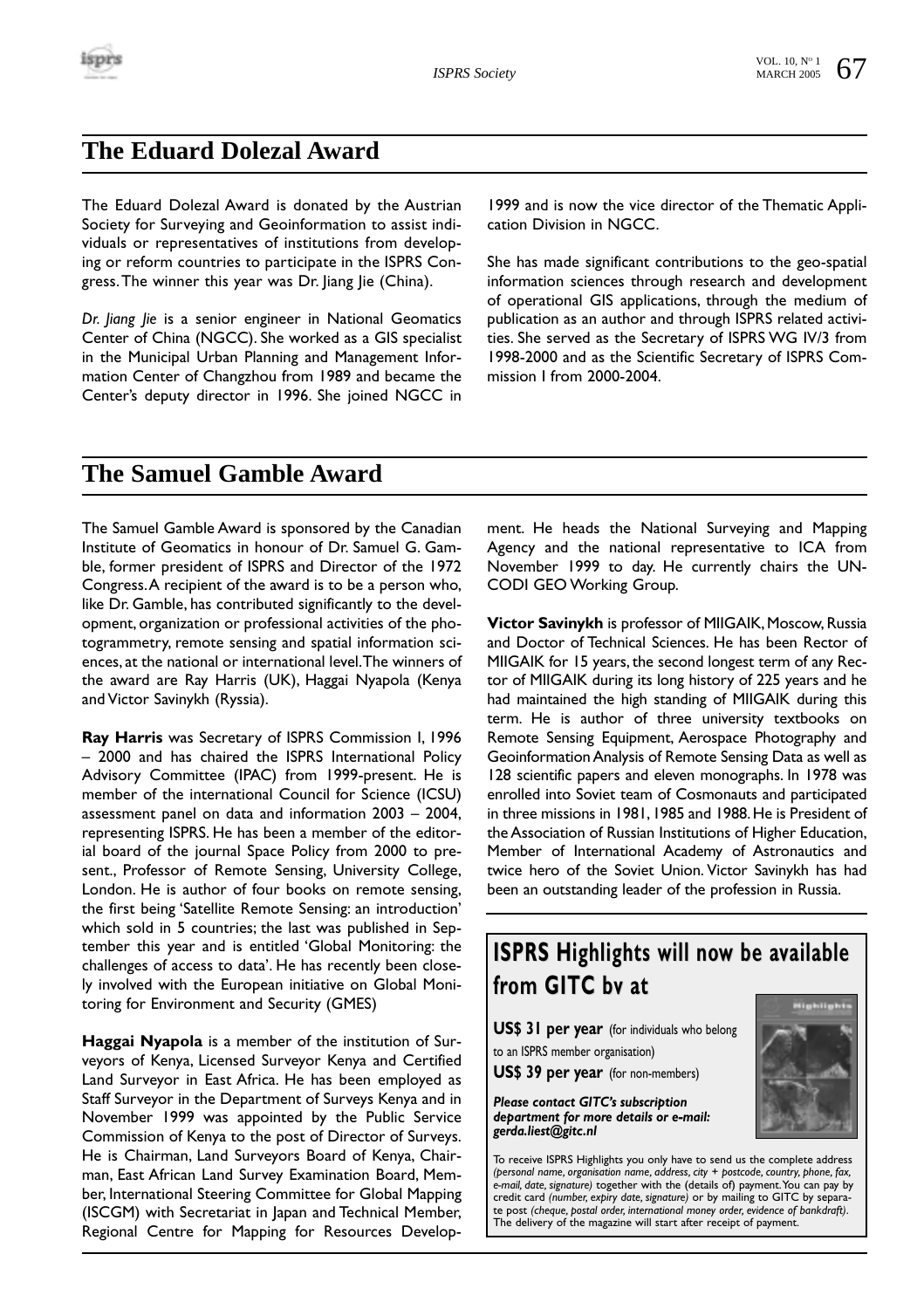## The Eduard Dolezal Award

The Eduard Dolezal Award is donated by the Austrian Society for Surveying and Geoinformation to assist individuals or representatives of institutions from developing or reform countries to participate in the ISPRS Congress. The winner this year was Dr. Jiang Jie (China).

*Dr. Jiang Jie* is a senior engineer in National Geomatics Center of China (NGCC). She worked as a GIS specialist in the Municipal Urban Planning and Management Information Center of Changzhou from 1989 and became the Center's deputy director in 1996. She joined NGCC in 1999 and is now the vice director of the Thematic Application Division in NGCC.

She has made significant contributions to the geo-spatial information sciences through research and development of operational GIS applications, through the medium of publication as an author and through ISPRS related activities. She served as the Secretary of ISPRS WG IV/3 from 1998-2000 and as the Scientific Secretary of ISPRS Commission I from 2000-2004.

## The Samuel Gamble Award

The Samuel Gamble Award is sponsored by the Canadian Institute of Geomatics in honour of Dr. Samuel G. Gamble, former president of ISPRS and Director of the 1972 Congress. A recipient of the award is to be a person who, like Dr. Gamble, has contributed significantly to the development, organization or professional activities of the photogrammetry, remote sensing and spatial information sciences, at the national or international level. The winners of the award are Ray Harris (UK), Haggai Nyapola (Kenya and Victor Savinykh (Ryssia).

**Ray Harris** was Secretary of ISPRS Commission I, 1996 – 2000 and has chaired the ISPRS International Policy Advisory Committee (IPAC) from 1999-present. He is member of the international Council for Science (ICSU) assessment panel on data and information 2003 – 2004, representing ISPRS. He has been a member of the editorial board of the journal Space Policy from 2000 to present., Professor of Remote Sensing, University College, London. He is author of four books on remote sensing, the first being 'Satellite Remote Sensing: an introduction' which sold in 5 countries; the last was published in September this year and is entitled 'Global Monitoring: the challenges of access to data'. He has recently been closely involved with the European initiative on Global Monitoring for Environment and Security (GMES)

**Haggai Nyapola** is a member of the institution of Surveyors of Kenya, Licensed Surveyor Kenya and Certified Land Surveyor in East Africa. He has been employed as Staff Surveyor in the Department of Surveys Kenya and in November 1999 was appointed by the Public Service Commission of Kenya to the post of Director of Surveys. He is Chairman, Land Surveyors Board of Kenya, Chairman, East African Land Survey Examination Board, Member, International Steering Committee for Global Mapping (ISCGM) with Secretariat in Japan and Technical Member, Regional Centre for Mapping for Resources Development. He heads the National Surveying and Mapping Agency and the national representative to ICA from November 1999 to day. He currently chairs the UNCODI GEO Working Group.

**Victor Savinykh** is professor of MIIGAIK, Moscow, Russia and Doctor of Technical Sciences. He has been Rector of MIIGAIK for 15 years, the second longest term of any Rector of MIIGAIK during its long history of 225 years and he had maintained the high standing of MIIGAIK during this term. He is author of three university textbooks on Remote Sensing Equipment, Aerospace Photography and Geoinformation Analysis of Remote Sensing Data as well as 128 scientific papers and eleven monographs. In 1978 was enrolled into Soviet team of Cosmonauts and participated in three missions in 1981, 1985 and 1988. He is President of the Association of Russian Institutions of Higher Education, Member of International Academy of Astronautics and twice hero of the Soviet Union. Victor Savinykh has had been an outstanding leader of the profession in Russia.

## ISPRS Highlights will now be available from GITC bv at

**US$ 31 per year** (for individuals who belong to an ISPRS member organisation)

**US$ 39 per year** (for non-members)

***Please contact GITC's subscription department for more details or e-mail: gerda.liest@gitc.nl***

To receive ISPRS Highlights you only have to send us the complete address *(personal name, organisation name, address, city + postcode, country, phone, fax, e-mail, date, signature)* together with the (details of) payment. You can pay by credit card *(number, expiry date, signature)* or by mailing to GITC by separate post *(cheque, postal order, international money order, evidence of bankdraft)*. The delivery of the magazine will start after receipt of payment.